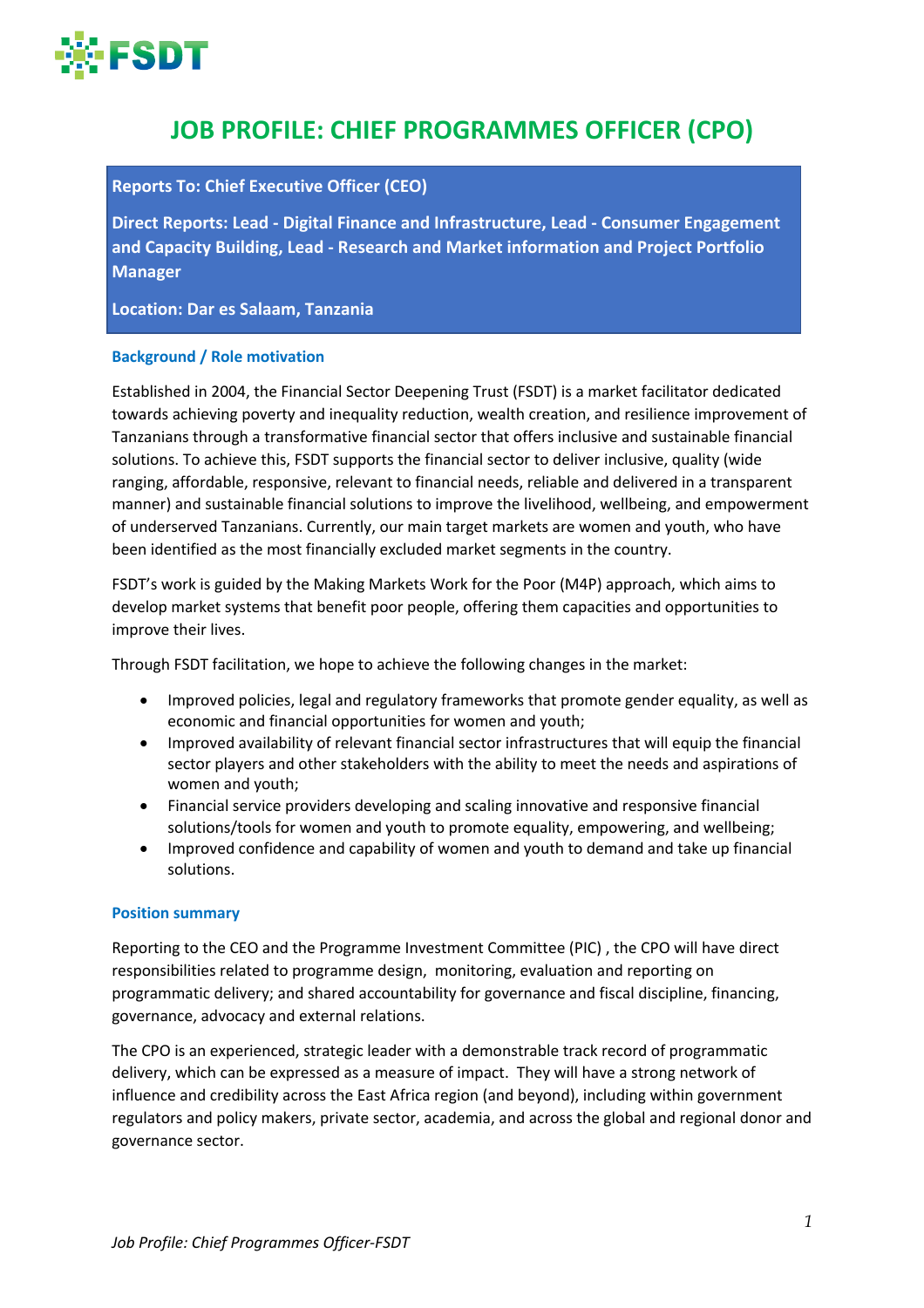# JOB PROFILE: CHIEF PROGRAMMES OFFICER (CPO)

**Reports To: Chief Executive Officer (CEO)**

**Direct Reports: Lead - Digital Finance and Infrastructure, Lead - Consumer Engagement and Capacity Building, Lead - Research and Market information and Project Portfolio Manager**

**Location: Dar es Salaam, Tanzania**

### Background / Role motivation

Established in 2004, the Financial Sector Deepening Trust (FSDT) is a market facilitator dedicated towards achieving poverty and inequality reduction, wealth creation, and resilience improvement of Tanzanians through a transformative financial sector that offers inclusive and sustainable financial solutions. To achieve this, FSDT supports the financial sector to deliver inclusive, quality (wide ranging, affordable, responsive, relevant to financial needs, reliable and delivered in a transparent manner) and sustainable financial solutions to improve the livelihood, wellbeing, and empowerment of underserved Tanzanians. Currently, our main target markets are women and youth, who have been identified as the most financially excluded market segments in the country.

FSDT's work is guided by the Making Markets Work for the Poor (M4P) approach, which aims to develop market systems that benefit poor people, offering them capacities and opportunities to improve their lives.

Through FSDT facilitation, we hope to achieve the following changes in the market:

- Improved policies, legal and regulatory frameworks that promote gender equality, as well as economic and financial opportunities for women and youth;
- Improved availability of relevant financial sector infrastructures that will equip the financial sector players and other stakeholders with the ability to meet the needs and aspirations of women and youth;
- Financial service providers developing and scaling innovative and responsive financial solutions/tools for women and youth to promote equality, empowering, and wellbeing;
- Improved confidence and capability of women and youth to demand and take up financial solutions.

### Position summary

Reporting to the CEO and the Programme Investment Committee (PIC) , the CPO will have direct responsibilities related to programme design, monitoring, evaluation and reporting on programmatic delivery; and shared accountability for governance and fiscal discipline, financing, governance, advocacy and external relations.

The CPO is an experienced, strategic leader with a demonstrable track record of programmatic delivery, which can be expressed as a measure of impact. They will have a strong network of influence and credibility across the East Africa region (and beyond), including within government regulators and policy makers, private sector, academia, and across the global and regional donor and governance sector.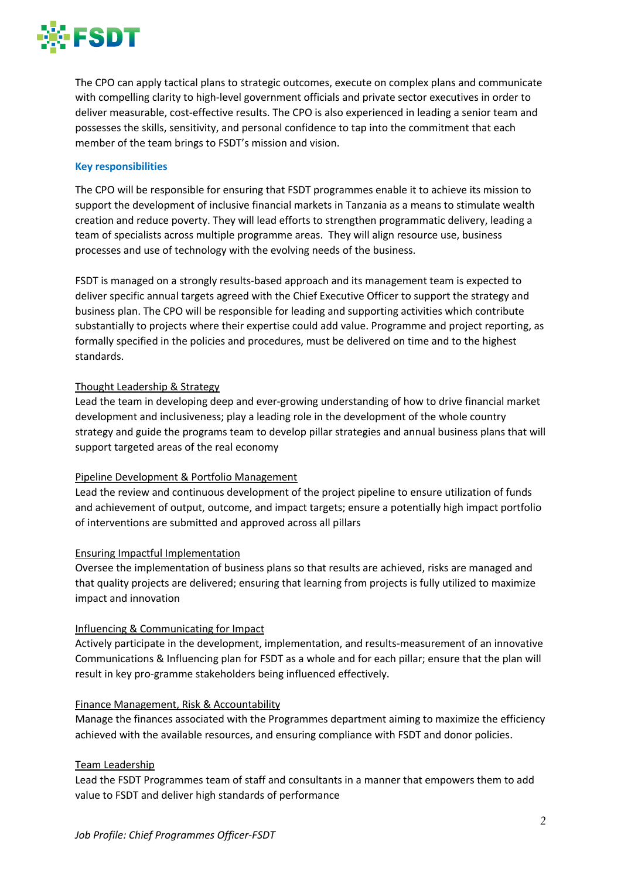The CPO can apply tactical plans to strategic outcomes, execute on complex plans and communicate with compelling clarity to high-level government officials and private sector executives in order to deliver measurable, cost-effective results. The CPO is also experienced in leading a senior team and possesses the skills, sensitivity, and personal confidence to tap into the commitment that each member of the team brings to FSDT's mission and vision.

### Key responsibilities

The CPO will be responsible for ensuring that FSDT programmes enable it to achieve its mission to support the development of inclusive financial markets in Tanzania as a means to stimulate wealth creation and reduce poverty. They will lead efforts to strengthen programmatic delivery, leading a team of specialists across multiple programme areas. They will align resource use, business processes and use of technology with the evolving needs of the business.

FSDT is managed on a strongly results-based approach and its management team is expected to deliver specific annual targets agreed with the Chief Executive Officer to support the strategy and business plan. The CPO will be responsible for leading and supporting activities which contribute substantially to projects where their expertise could add value. Programme and project reporting, as formally specified in the policies and procedures, must be delivered on time and to the highest standards.

<u>Thought Leadership & Strategy</u>
Lead the team in developing deep and ever-growing understanding of how to drive financial market development and inclusiveness; play a leading role in the development of the whole country strategy and guide the programs team to develop pillar strategies and annual business plans that will support targeted areas of the real economy

<u>Pipeline Development & Portfolio Management</u>
Lead the review and continuous development of the project pipeline to ensure utilization of funds and achievement of output, outcome, and impact targets; ensure a potentially high impact portfolio of interventions are submitted and approved across all pillars

<u>Ensuring Impactful Implementation</u>
Oversee the implementation of business plans so that results are achieved, risks are managed and that quality projects are delivered; ensuring that learning from projects is fully utilized to maximize impact and innovation

<u>Influencing & Communicating for Impact</u>
Actively participate in the development, implementation, and results-measurement of an innovative Communications & Influencing plan for FSDT as a whole and for each pillar; ensure that the plan will result in key pro-gramme stakeholders being influenced effectively.

<u>Finance Management, Risk & Accountability</u>
Manage the finances associated with the Programmes department aiming to maximize the efficiency achieved with the available resources, and ensuring compliance with FSDT and donor policies.

<u>Team Leadership</u>
Lead the FSDT Programmes team of staff and consultants in a manner that empowers them to add value to FSDT and deliver high standards of performance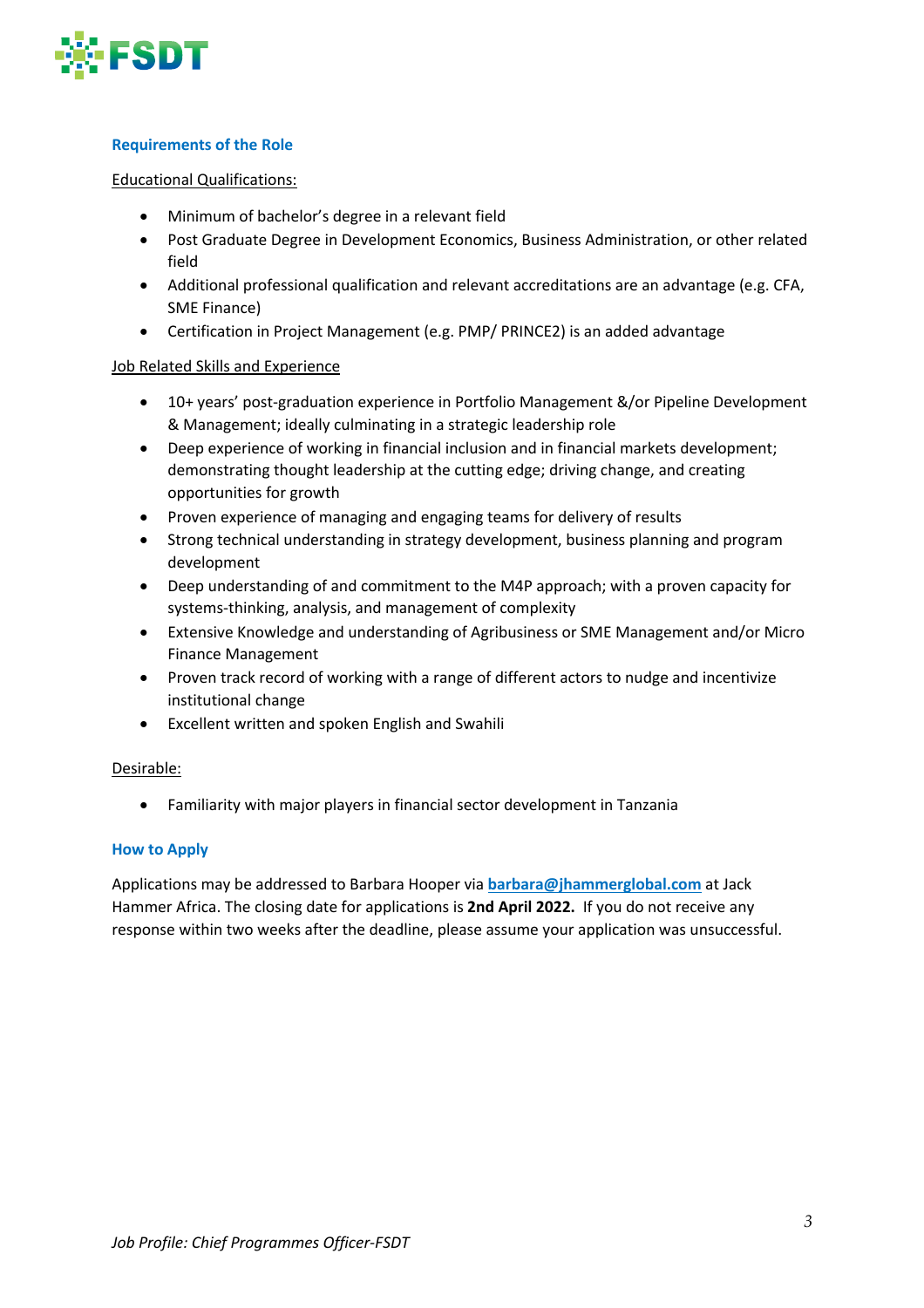### Requirements of the Role

Educational Qualifications:

- Minimum of bachelor's degree in a relevant field
- Post Graduate Degree in Development Economics, Business Administration, or other related field
- Additional professional qualification and relevant accreditations are an advantage (e.g. CFA, SME Finance)
- Certification in Project Management (e.g. PMP/ PRINCE2) is an added advantage

Job Related Skills and Experience

- 10+ years' post-graduation experience in Portfolio Management &/or Pipeline Development & Management; ideally culminating in a strategic leadership role
- Deep experience of working in financial inclusion and in financial markets development; demonstrating thought leadership at the cutting edge; driving change, and creating opportunities for growth
- Proven experience of managing and engaging teams for delivery of results
- Strong technical understanding in strategy development, business planning and program development
- Deep understanding of and commitment to the M4P approach; with a proven capacity for systems-thinking, analysis, and management of complexity
- Extensive Knowledge and understanding of Agribusiness or SME Management and/or Micro Finance Management
- Proven track record of working with a range of different actors to nudge and incentivize institutional change
- Excellent written and spoken English and Swahili

Desirable:

- Familiarity with major players in financial sector development in Tanzania

### How to Apply

Applications may be addressed to Barbara Hooper via **barbara@jhammerglobal.com** at Jack Hammer Africa. The closing date for applications is **2nd April 2022.** If you do not receive any response within two weeks after the deadline, please assume your application was unsuccessful.